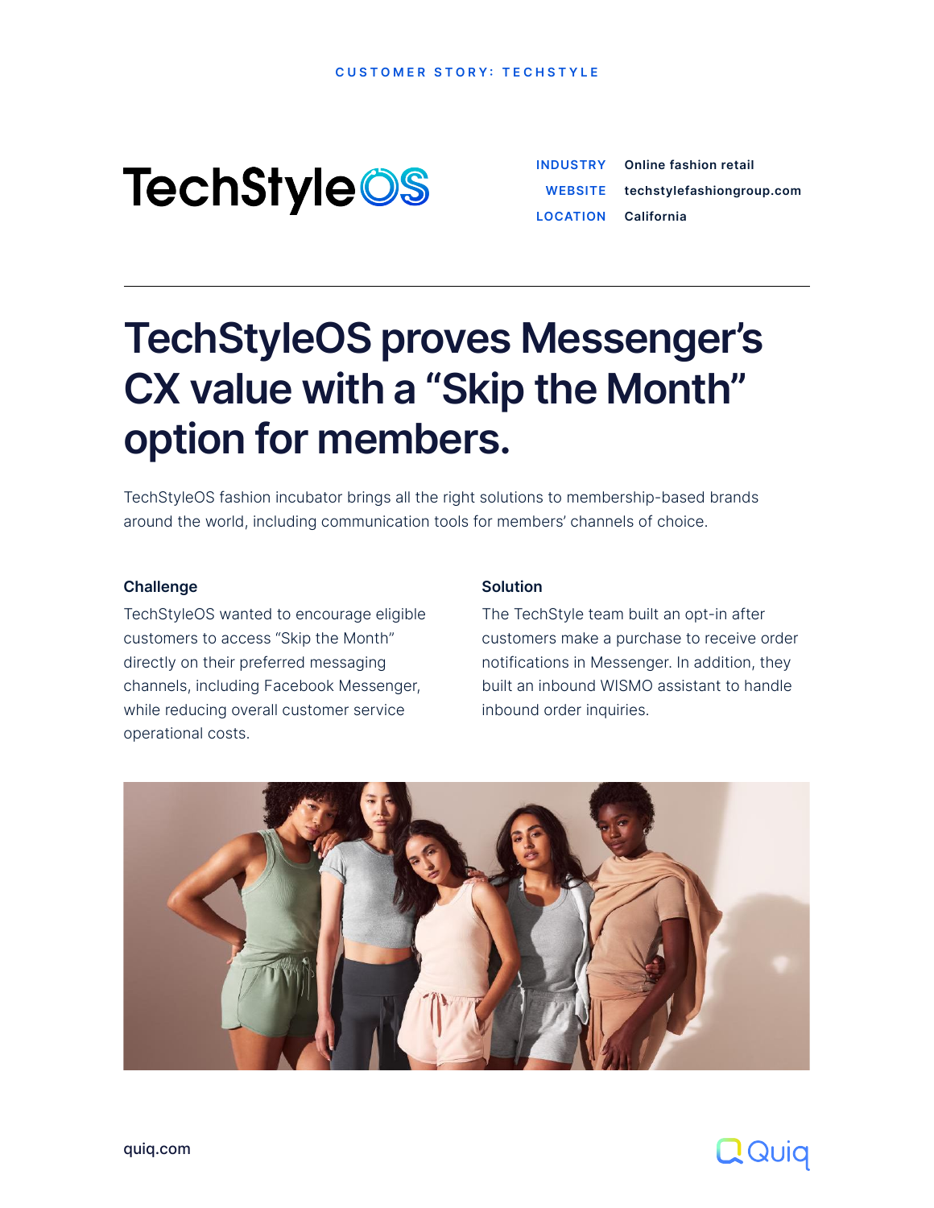CUSTOMER STORY: TECHSTYLE

TechStyleOS

| | |
|---|---|
| INDUSTRY | Online fashion retail |
| WEBSITE | techstylefashiongroup.com |
| LOCATION | California |

# TechStyleOS proves Messenger's CX value with a "Skip the Month" option for members.

TechStyleOS fashion incubator brings all the right solutions to membership-based brands around the world, including communication tools for members' channels of choice.

### Challenge

TechStyleOS wanted to encourage eligible customers to access "Skip the Month" directly on their preferred messaging channels, including Facebook Messenger, while reducing overall customer service operational costs.

### Solution

The TechStyle team built an opt-in after customers make a purchase to receive order notifications in Messenger. In addition, they built an inbound WISMO assistant to handle inbound order inquiries.

quiq.com

Quiq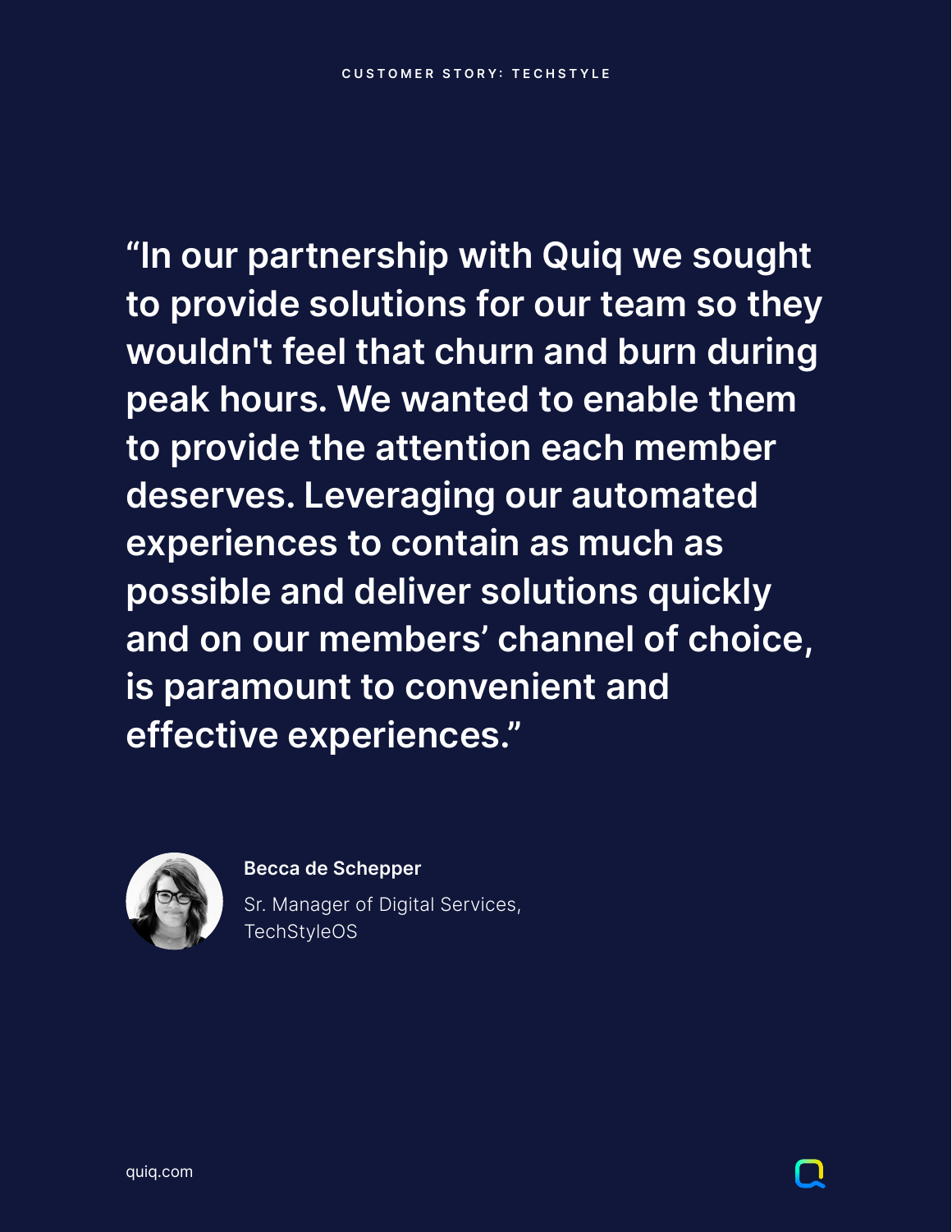“In our partnership with Quiq we sought to provide solutions for our team so they wouldn't feel that churn and burn during peak hours. We wanted to enable them to provide the attention each member deserves. Leveraging our automated experiences to contain as much as possible and deliver solutions quickly and on our members’ channel of choice, is paramount to convenient and effective experiences.”

**Becca de Schepper**

Sr. Manager of Digital Services, TechStyleOS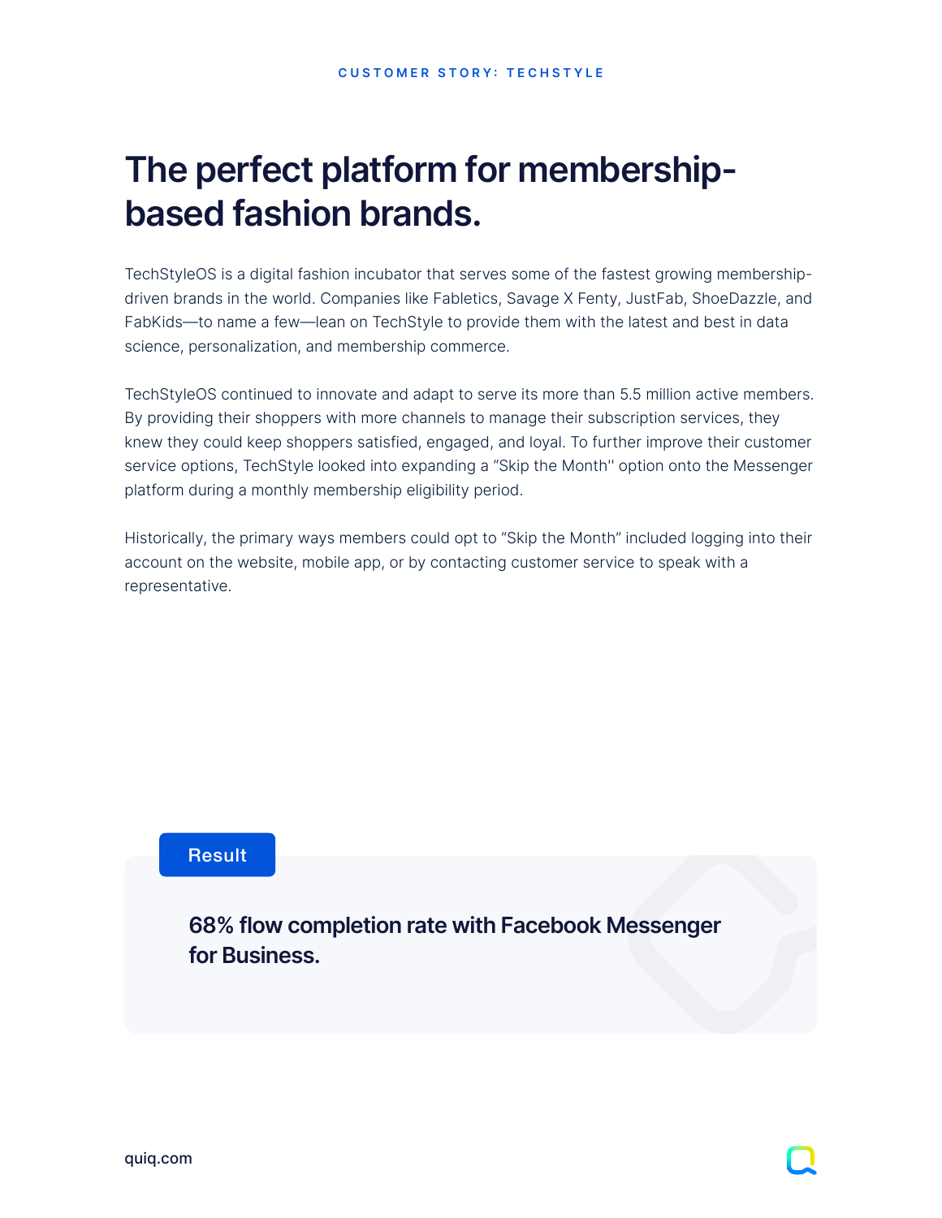CUSTOMER STORY: TECHSTYLE

# The perfect platform for membership-based fashion brands.

TechStyleOS is a digital fashion incubator that serves some of the fastest growing membership-driven brands in the world. Companies like Fabletics, Savage X Fenty, JustFab, ShoeDazzle, and FabKids—to name a few—lean on TechStyle to provide them with the latest and best in data science, personalization, and membership commerce.

TechStyleOS continued to innovate and adapt to serve its more than 5.5 million active members. By providing their shoppers with more channels to manage their subscription services, they knew they could keep shoppers satisfied, engaged, and loyal. To further improve their customer service options, TechStyle looked into expanding a "Skip the Month'' option onto the Messenger platform during a monthly membership eligibility period.

Historically, the primary ways members could opt to "Skip the Month" included logging into their account on the website, mobile app, or by contacting customer service to speak with a representative.

**Result**

**68% flow completion rate with Facebook Messenger for Business.**

quiq.com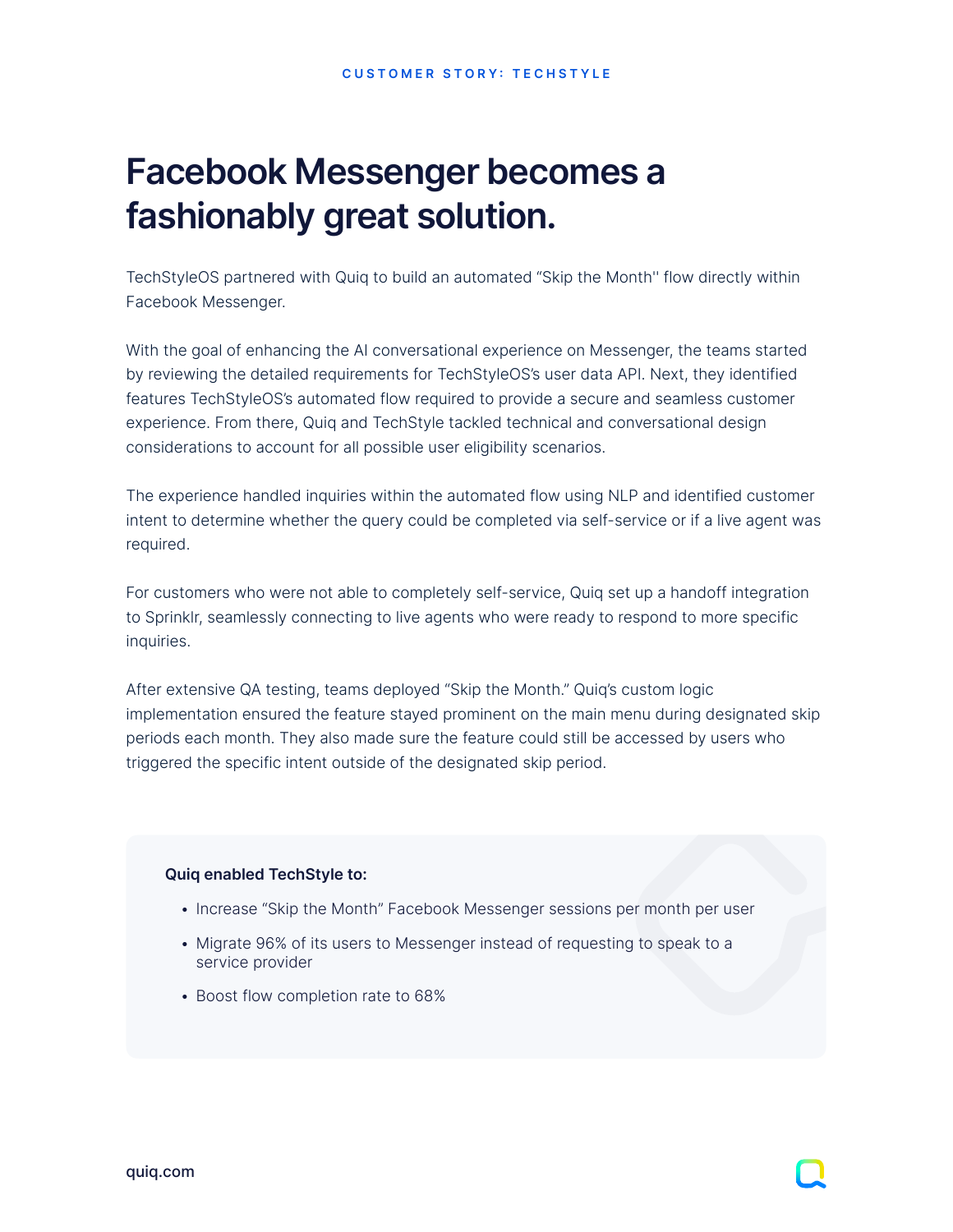CUSTOMER STORY: TECHSTYLE

# Facebook Messenger becomes a fashionably great solution.

TechStyleOS partnered with Quiq to build an automated "Skip the Month'' flow directly within Facebook Messenger.

With the goal of enhancing the AI conversational experience on Messenger, the teams started by reviewing the detailed requirements for TechStyleOS's user data API. Next, they identified features TechStyleOS's automated flow required to provide a secure and seamless customer experience. From there, Quiq and TechStyle tackled technical and conversational design considerations to account for all possible user eligibility scenarios.

The experience handled inquiries within the automated flow using NLP and identified customer intent to determine whether the query could be completed via self-service or if a live agent was required.

For customers who were not able to completely self-service, Quiq set up a handoff integration to Sprinklr, seamlessly connecting to live agents who were ready to respond to more specific inquiries.

After extensive QA testing, teams deployed "Skip the Month." Quiq's custom logic implementation ensured the feature stayed prominent on the main menu during designated skip periods each month. They also made sure the feature could still be accessed by users who triggered the specific intent outside of the designated skip period.

**Quiq enabled TechStyle to:**

- Increase "Skip the Month" Facebook Messenger sessions per month per user
- Migrate 96% of its users to Messenger instead of requesting to speak to a service provider
- Boost flow completion rate to 68%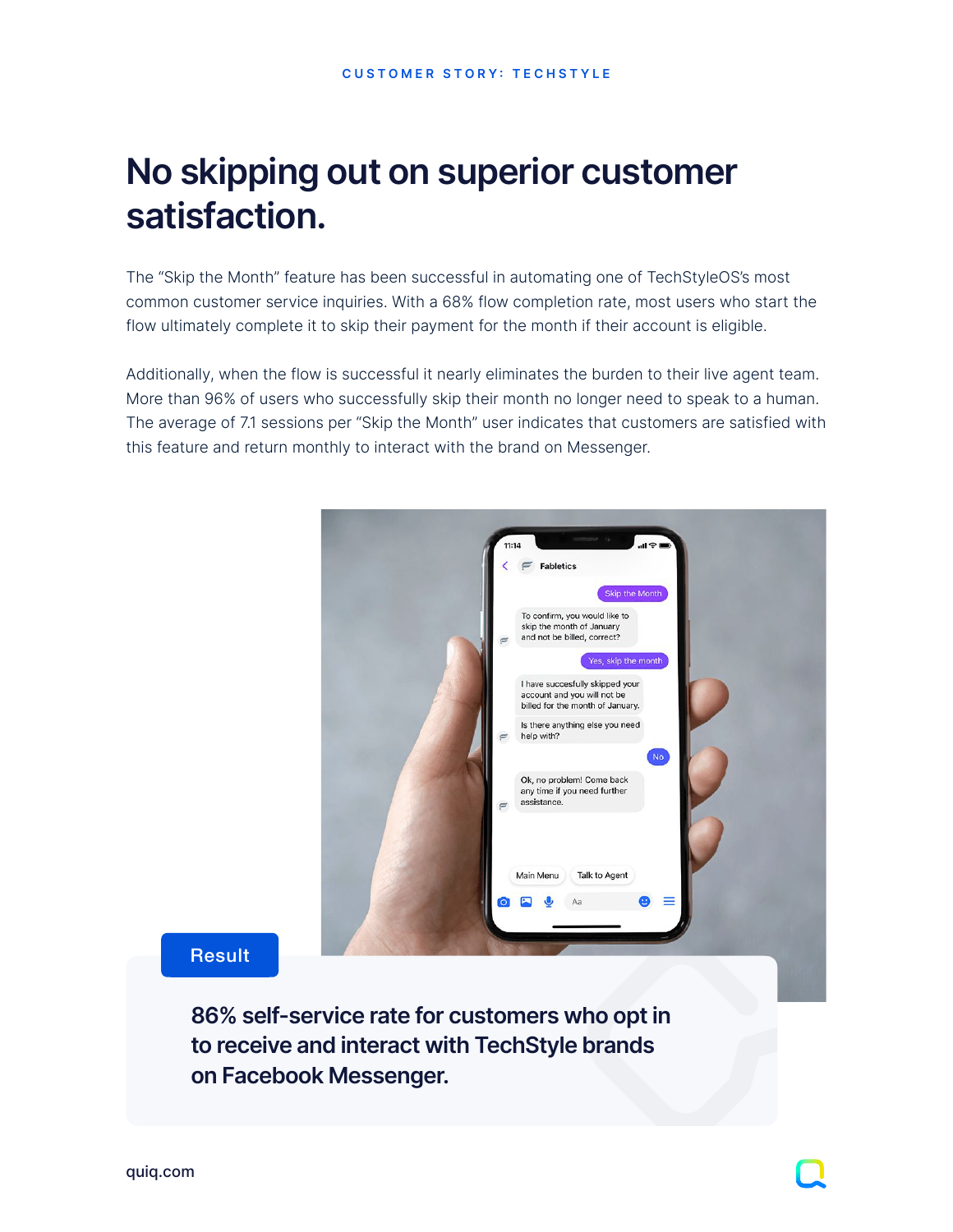CUSTOMER STORY: TECHSTYLE

# No skipping out on superior customer satisfaction.

The "Skip the Month" feature has been successful in automating one of TechStyleOS's most common customer service inquiries. With a 68% flow completion rate, most users who start the flow ultimately complete it to skip their payment for the month if their account is eligible.

Additionally, when the flow is successful it nearly eliminates the burden to their live agent team. More than 96% of users who successfully skip their month no longer need to speak to a human. The average of 7.1 sessions per "Skip the Month" user indicates that customers are satisfied with this feature and return monthly to interact with the brand on Messenger.

**Result**

**86% self-service rate for customers who opt in to receive and interact with TechStyle brands on Facebook Messenger.**

quiq.com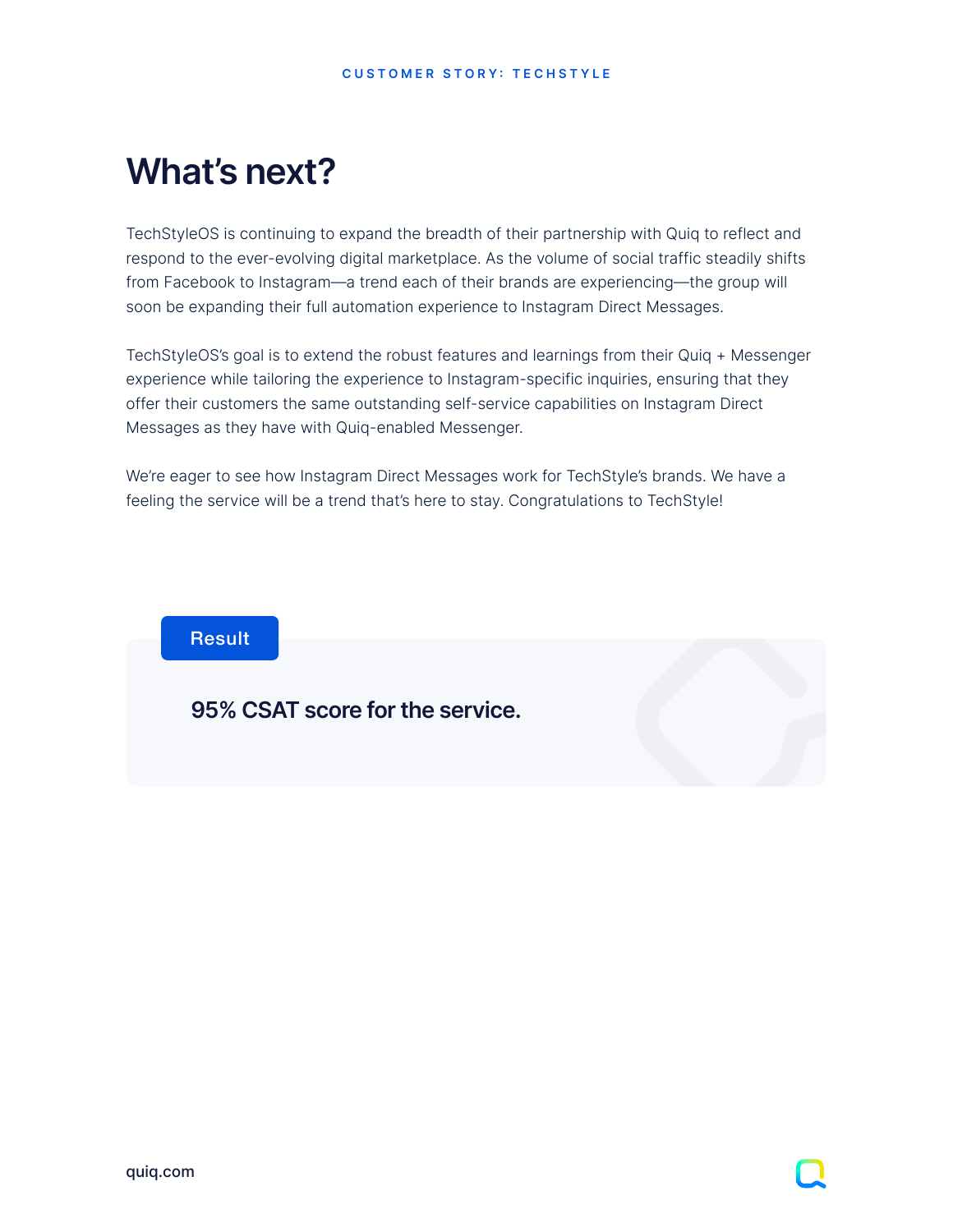# What's next?

TechStyleOS is continuing to expand the breadth of their partnership with Quiq to reflect and respond to the ever-evolving digital marketplace. As the volume of social traffic steadily shifts from Facebook to Instagram—a trend each of their brands are experiencing—the group will soon be expanding their full automation experience to Instagram Direct Messages.

TechStyleOS's goal is to extend the robust features and learnings from their Quiq + Messenger experience while tailoring the experience to Instagram-specific inquiries, ensuring that they offer their customers the same outstanding self-service capabilities on Instagram Direct Messages as they have with Quiq-enabled Messenger.

We're eager to see how Instagram Direct Messages work for TechStyle's brands. We have a feeling the service will be a trend that's here to stay. Congratulations to TechStyle!

**Result**

**95% CSAT score for the service.**